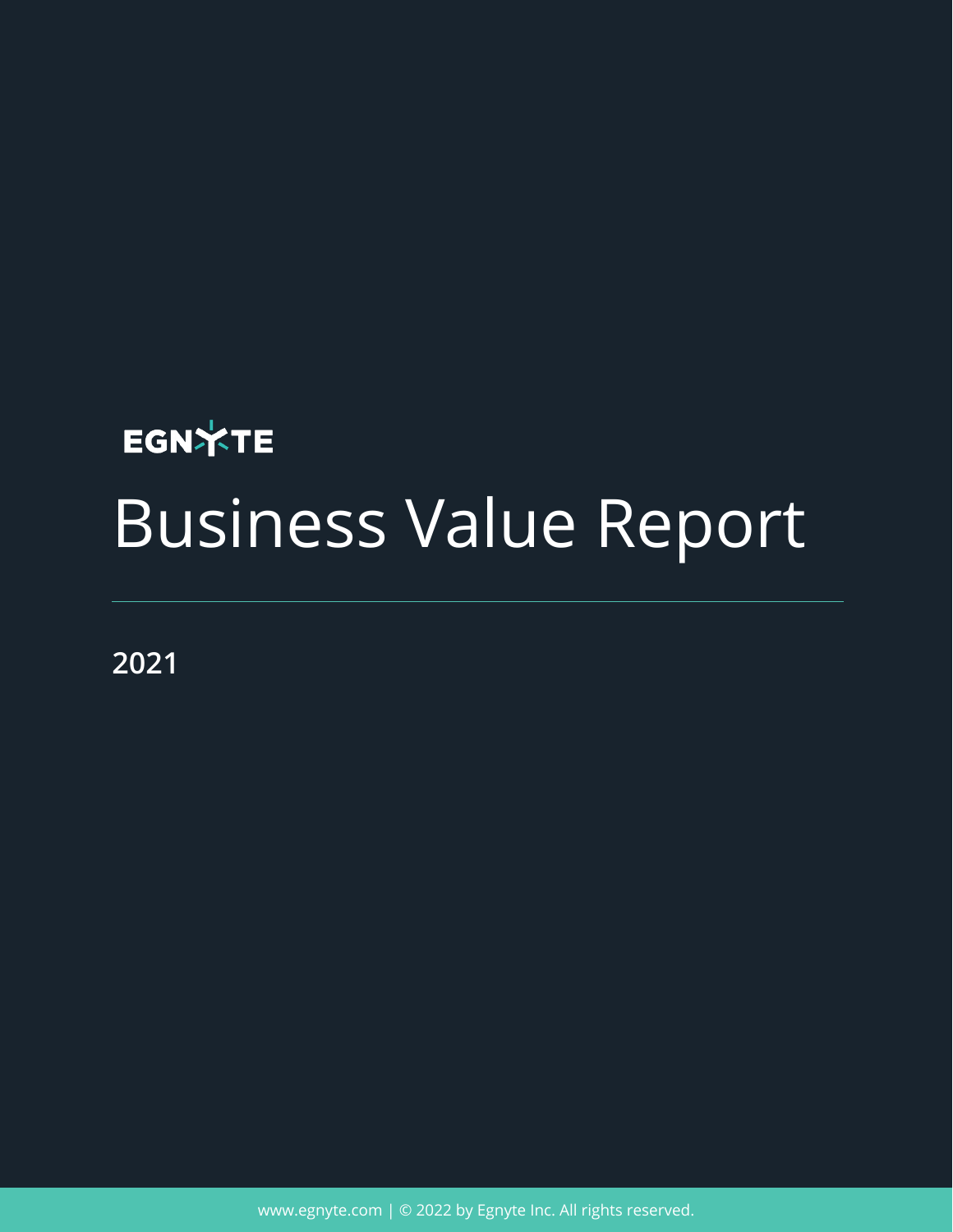EGNYTE

# Business Value Report

2021

www.egnyte.com | © 2022 by Egnyte Inc. All rights reserved.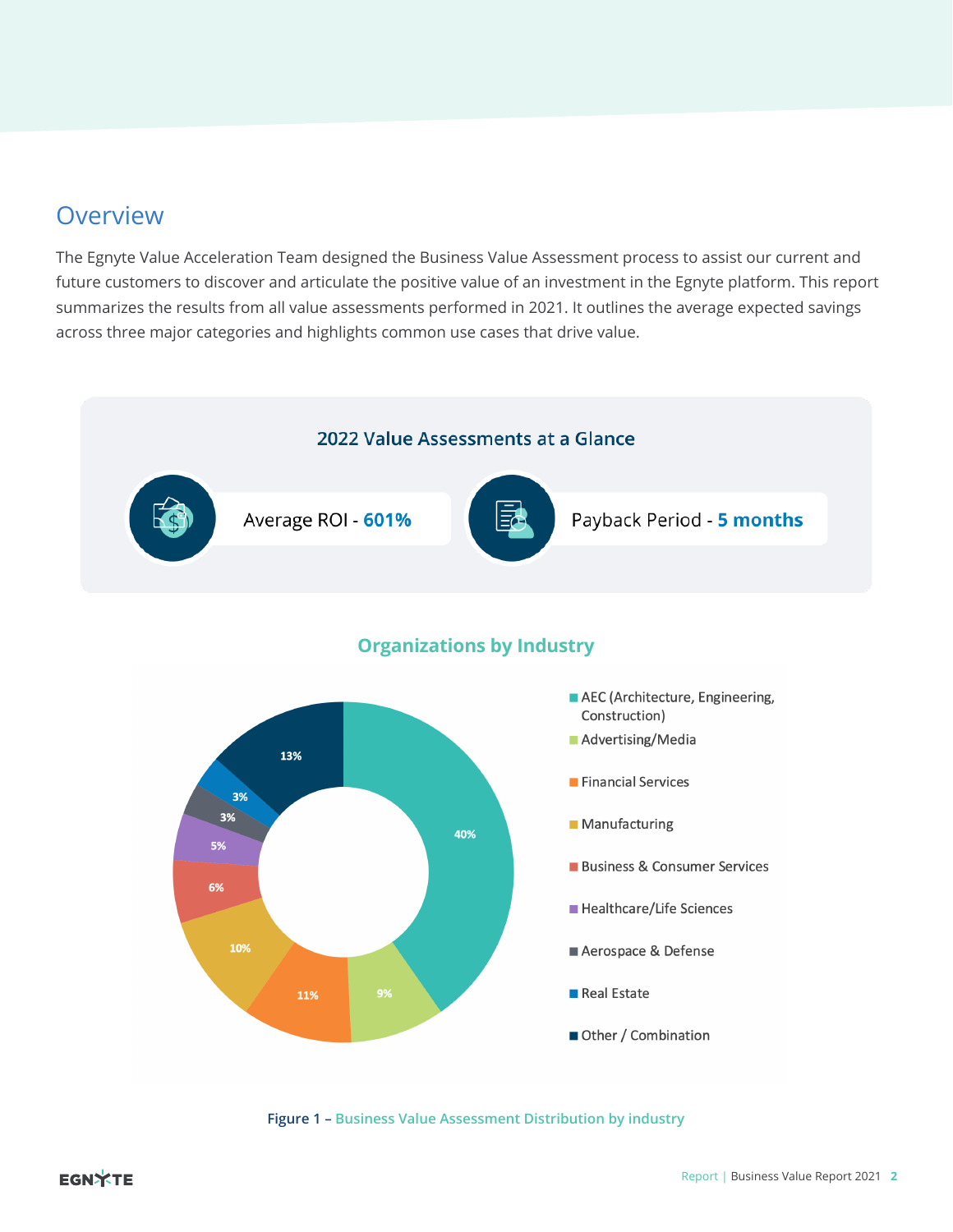## Overview

The Egnyte Value Acceleration Team designed the Business Value Assessment process to assist our current and future customers to discover and articulate the positive value of an investment in the Egnyte platform. This report summarizes the results from all value assessments performed in 2021. It outlines the average expected savings across three major categories and highlights common use cases that drive value.

### 2022 Value Assessments at a Glance

Average ROI - **601%**

Payback Period - **5 months**

### Organizations by Industry

| Industry | Share |
|---|---|
| AEC (Architecture, Engineering, Construction) | 40% |
| Advertising/Media | 9% |
| Financial Services | 11% |
| Manufacturing | 10% |
| Business & Consumer Services | 6% |
| Healthcare/Life Sciences | 5% |
| Aerospace & Defense | 3% |
| Real Estate | 3% |
| Other / Combination | 13% |

**Figure 1 –** Business Value Assessment Distribution by industry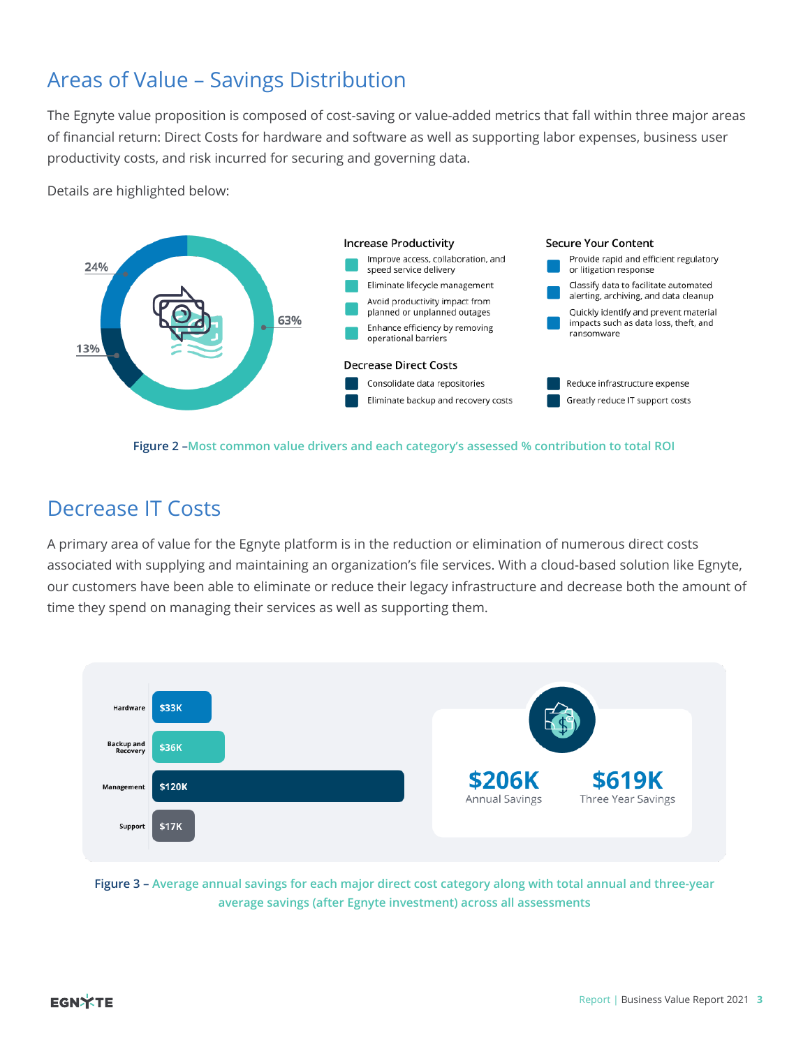## Areas of Value – Savings Distribution

The Egnyte value proposition is composed of cost-saving or value-added metrics that fall within three major areas of financial return: Direct Costs for hardware and software as well as supporting labor expenses, business user productivity costs, and risk incurred for securing and governing data.

Details are highlighted below:

24%

13%

63%

**Increase Productivity**

- Improve access, collaboration, and speed service delivery
- Eliminate lifecycle management
- Avoid productivity impact from planned or unplanned outages
- Enhance efficiency by removing operational barriers

**Secure Your Content**

- Provide rapid and efficient regulatory or litigation response
- Classify data to facilitate automated alerting, archiving, and data cleanup
- Quickly identify and prevent material impacts such as data loss, theft, and ransomware

**Decrease Direct Costs**

- Consolidate data repositories
- Eliminate backup and recovery costs
- Reduce infrastructure expense
- Greatly reduce IT support costs

**Figure 2 –** Most common value drivers and each category's assessed % contribution to total ROI

## Decrease IT Costs

A primary area of value for the Egnyte platform is in the reduction or elimination of numerous direct costs associated with supplying and maintaining an organization's file services. With a cloud-based solution like Egnyte, our customers have been able to eliminate or reduce their legacy infrastructure and decrease both the amount of time they spend on managing their services as well as supporting them.

| Category | Savings |
|---|---|
| Hardware | $33K |
| Backup and Recovery | $36K |
| Management | $120K |
| Support | $17K |

**$206K** Annual Savings

**$619K** Three Year Savings

**Figure 3 –** Average annual savings for each major direct cost category along with total annual and three-year average savings (after Egnyte investment) across all assessments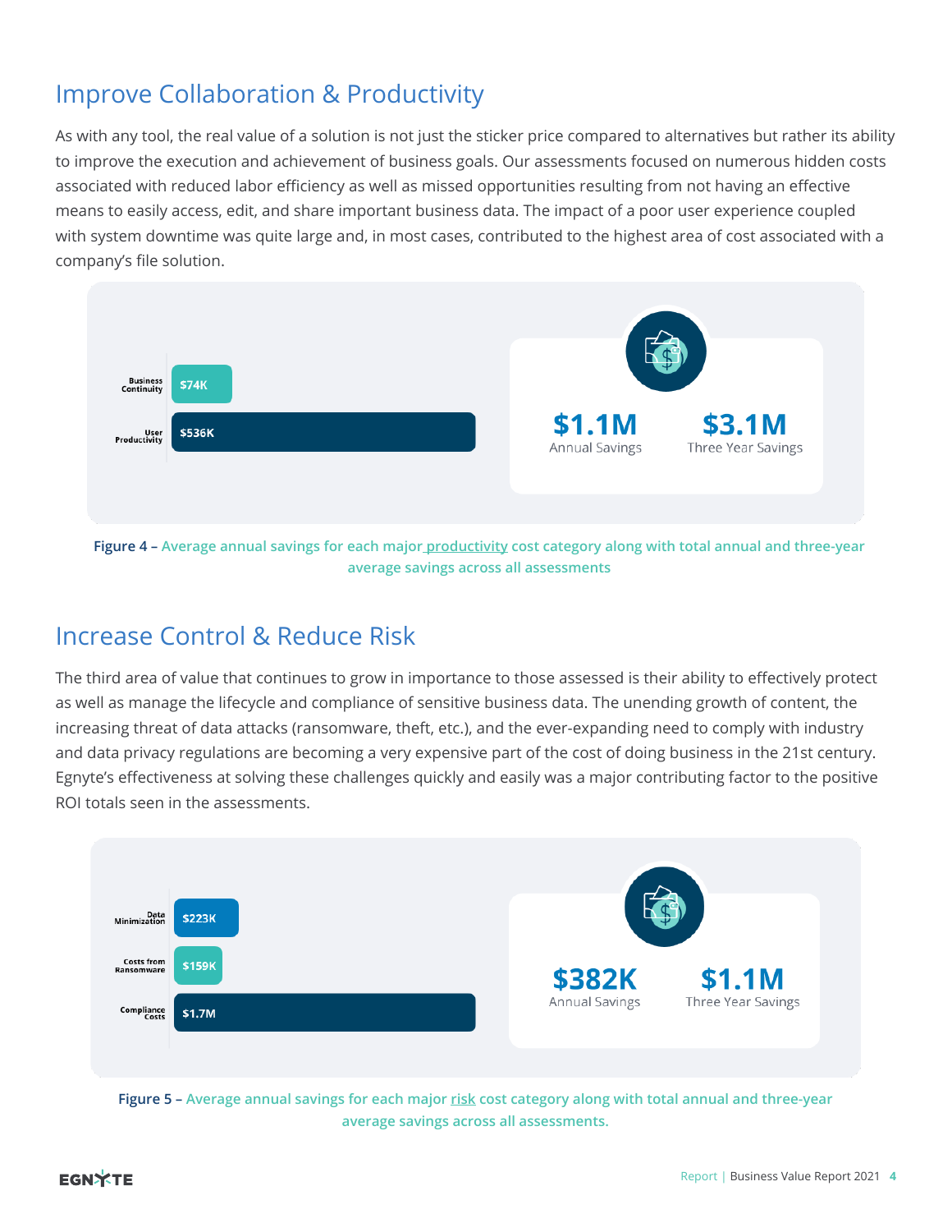## Improve Collaboration & Productivity

As with any tool, the real value of a solution is not just the sticker price compared to alternatives but rather its ability to improve the execution and achievement of business goals. Our assessments focused on numerous hidden costs associated with reduced labor efficiency as well as missed opportunities resulting from not having an effective means to easily access, edit, and share important business data. The impact of a poor user experience coupled with system downtime was quite large and, in most cases, contributed to the highest area of cost associated with a company's file solution.

| Category | Average Annual Savings |
|---|---|
| Business Continuity | $74K |
| User Productivity | $536K |

**$1.1M** Annual Savings

**$3.1M** Three Year Savings

**Figure 4 –** Average annual savings for each major productivity cost category along with total annual and three-year average savings across all assessments

## Increase Control & Reduce Risk

The third area of value that continues to grow in importance to those assessed is their ability to effectively protect as well as manage the lifecycle and compliance of sensitive business data. The unending growth of content, the increasing threat of data attacks (ransomware, theft, etc.), and the ever-expanding need to comply with industry and data privacy regulations are becoming a very expensive part of the cost of doing business in the 21st century. Egnyte's effectiveness at solving these challenges quickly and easily was a major contributing factor to the positive ROI totals seen in the assessments.

| Category | Average Annual Savings |
|---|---|
| Data Minimization | $223K |
| Costs from Ransomware | $159K |
| Compliance Costs | $1.7M |

**$382K** Annual Savings

**$1.1M** Three Year Savings

**Figure 5 –** Average annual savings for each major risk cost category along with total annual and three-year average savings across all assessments.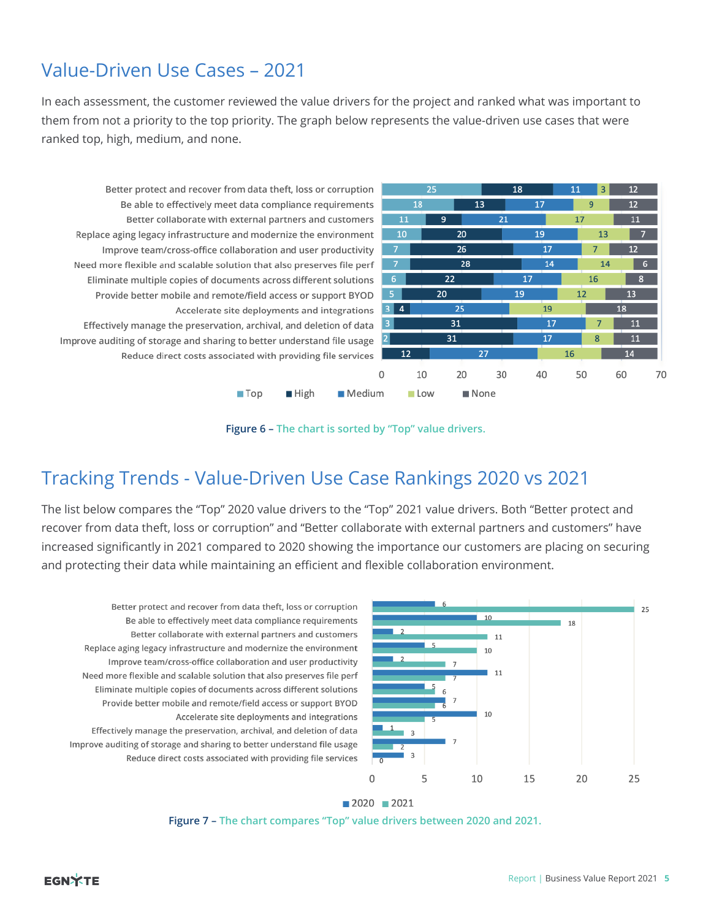## Value-Driven Use Cases – 2021

In each assessment, the customer reviewed the value drivers for the project and ranked what was important to them from not a priority to the top priority. The graph below represents the value-driven use cases that were ranked top, high, medium, and none.

| Value driver | Top | High | Medium | Low | None |
|---|---|---|---|---|---|
| Better protect and recover from data theft, loss or corruption | 25 | 18 | 11 | 3 | 12 |
| Be able to effectively meet data compliance requirements | 18 | 13 | 17 | 9 | 12 |
| Better collaborate with external partners and customers | 11 | 9 | 21 | 17 | 11 |
| Replace aging legacy infrastructure and modernize the environment | 10 | 20 | 19 | 13 | 7 |
| Improve team/cross-office collaboration and user productivity | 7 | 26 | 17 | 7 | 12 |
| Need more flexible and scalable solution that also preserves file perf | 7 | 28 | 14 | 14 | 6 |
| Eliminate multiple copies of documents across different solutions | 6 | 22 | 17 | 16 | 8 |
| Provide better mobile and remote/field access or support BYOD | 5 | 20 | 19 | 12 | 13 |
| Accelerate site deployments and integrations | 3 | 4 | 25 | 19 | 18 |
| Effectively manage the preservation, archival, and deletion of data | 3 | 31 | 17 | 7 | 11 |
| Improve auditing of storage and sharing to better understand file usage | 2 | 31 | 17 | 8 | 11 |
| Reduce direct costs associated with providing file services | | 12 | 27 | 16 | 14 |

**Figure 6 –** The chart is sorted by "Top" value drivers.

## Tracking Trends - Value-Driven Use Case Rankings 2020 vs 2021

The list below compares the "Top" 2020 value drivers to the "Top" 2021 value drivers. Both "Better protect and recover from data theft, loss or corruption" and "Better collaborate with external partners and customers" have increased significantly in 2021 compared to 2020 showing the importance our customers are placing on securing and protecting their data while maintaining an efficient and flexible collaboration environment.

| Value driver | 2020 | 2021 |
|---|---|---|
| Better protect and recover from data theft, loss or corruption | 6 | 25 |
| Be able to effectively meet data compliance requirements | 10 | 18 |
| Better collaborate with external partners and customers | 2 | 11 |
| Replace aging legacy infrastructure and modernize the environment | 5 | 10 |
| Improve team/cross-office collaboration and user productivity | 2 | 7 |
| Need more flexible and scalable solution that also preserves file perf | 11 | 7 |
| Eliminate multiple copies of documents across different solutions | 5 | 6 |
| Provide better mobile and remote/field access or support BYOD | 7 | 6 |
| Accelerate site deployments and integrations | 10 | 5 |
| Effectively manage the preservation, archival, and deletion of data | 1 | 3 |
| Improve auditing of storage and sharing to better understand file usage | 7 | 2 |
| Reduce direct costs associated with providing file services | 3 | 0 |

**Figure 7 –** The chart compares "Top" value drivers between 2020 and 2021.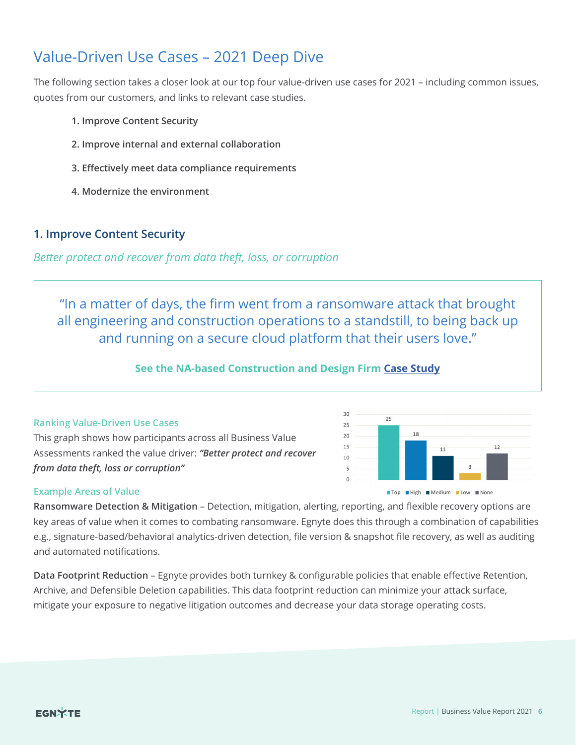## Value-Driven Use Cases – 2021 Deep Dive

The following section takes a closer look at our top four value-driven use cases for 2021 – including common issues, quotes from our customers, and links to relevant case studies.

1. **Improve Content Security**
2. **Improve internal and external collaboration**
3. **Effectively meet data compliance requirements**
4. **Modernize the environment**

### 1. Improve Content Security

*Better protect and recover from data theft, loss, or corruption*

> "In a matter of days, the firm went from a ransomware attack that brought all engineering and construction operations to a standstill, to being back up and running on a secure cloud platform that their users love."
>
> **See the NA-based Construction and Design Firm Case Study**

**Ranking Value-Driven Use Cases**

This graph shows how participants across all Business Value Assessments ranked the value driver: ***"Better protect and recover from data theft, loss or corruption"***

| Top | High | Medium | Low | None |
|---|---|---|---|---|
| 25 | 18 | 11 | 3 | 12 |

**Example Areas of Value**

**Ransomware Detection & Mitigation** – Detection, mitigation, alerting, reporting, and flexible recovery options are key areas of value when it comes to combating ransomware. Egnyte does this through a combination of capabilities e.g., signature-based/behavioral analytics-driven detection, file version & snapshot file recovery, as well as auditing and automated notifications.

**Data Footprint Reduction** – Egnyte provides both turnkey & configurable policies that enable effective Retention, Archive, and Defensible Deletion capabilities. This data footprint reduction can minimize your attack surface, mitigate your exposure to negative litigation outcomes and decrease your data storage operating costs.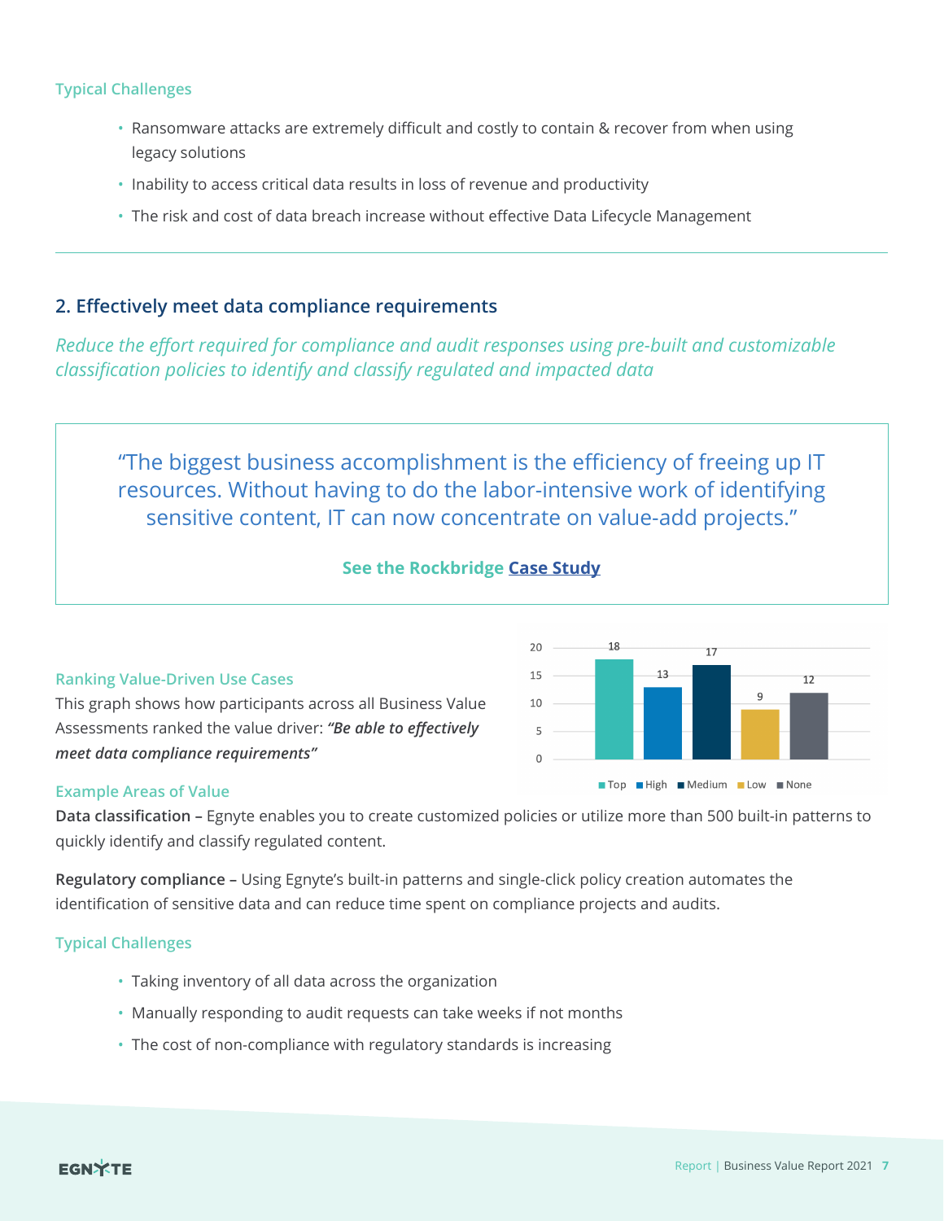### Typical Challenges

- Ransomware attacks are extremely difficult and costly to contain & recover from when using legacy solutions
- Inability to access critical data results in loss of revenue and productivity
- The risk and cost of data breach increase without effective Data Lifecycle Management

---

## 2. Effectively meet data compliance requirements

*Reduce the effort required for compliance and audit responses using pre-built and customizable classification policies to identify and classify regulated and impacted data*

> "The biggest business accomplishment is the efficiency of freeing up IT resources. Without having to do the labor-intensive work of identifying sensitive content, IT can now concentrate on value-add projects."
>
> **See the Rockbridge Case Study**

### Ranking Value-Driven Use Cases

This graph shows how participants across all Business Value Assessments ranked the value driver: ***"Be able to effectively meet data compliance requirements"***

| Top | High | Medium | Low | None |
|---|---|---|---|---|
| 18 | 13 | 17 | 9 | 12 |

### Example Areas of Value

**Data classification –** Egnyte enables you to create customized policies or utilize more than 500 built-in patterns to quickly identify and classify regulated content.

**Regulatory compliance –** Using Egnyte's built-in patterns and single-click policy creation automates the identification of sensitive data and can reduce time spent on compliance projects and audits.

### Typical Challenges

- Taking inventory of all data across the organization
- Manually responding to audit requests can take weeks if not months
- The cost of non-compliance with regulatory standards is increasing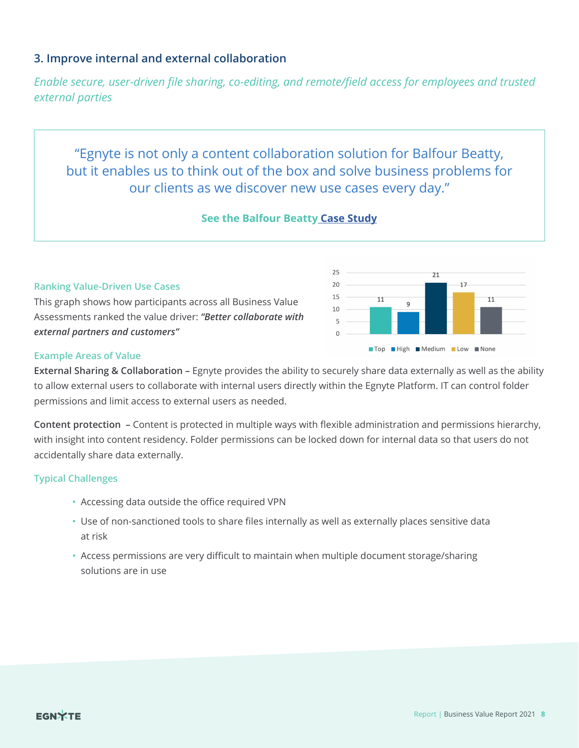## 3. Improve internal and external collaboration

*Enable secure, user-driven file sharing, co-editing, and remote/field access for employees and trusted external parties*

> "Egnyte is not only a content collaboration solution for Balfour Beatty, but it enables us to think out of the box and solve business problems for our clients as we discover new use cases every day."
>
> **See the Balfour Beatty Case Study**

### Ranking Value-Driven Use Cases

This graph shows how participants across all Business Value Assessments ranked the value driver: ***"Better collaborate with external partners and customers"***

| Top | High | Medium | Low | None |
|---|---|---|---|---|
| 11 | 9 | 21 | 17 | 11 |

### Example Areas of Value

**External Sharing & Collaboration –** Egnyte provides the ability to securely share data externally as well as the ability to allow external users to collaborate with internal users directly within the Egnyte Platform. IT can control folder permissions and limit access to external users as needed.

**Content protection –** Content is protected in multiple ways with flexible administration and permissions hierarchy, with insight into content residency. Folder permissions can be locked down for internal data so that users do not accidentally share data externally.

### Typical Challenges

- Accessing data outside the office required VPN
- Use of non-sanctioned tools to share files internally as well as externally places sensitive data at risk
- Access permissions are very difficult to maintain when multiple document storage/sharing solutions are in use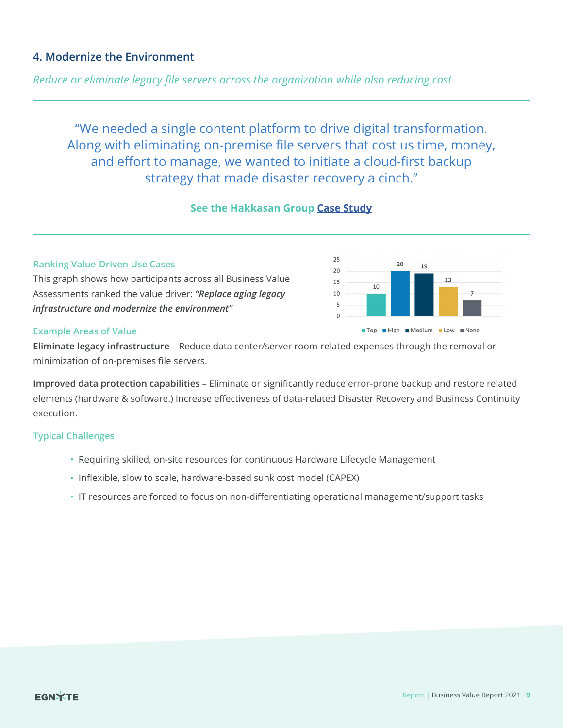## 4. Modernize the Environment

*Reduce or eliminate legacy file servers across the organization while also reducing cost*

> "We needed a single content platform to drive digital transformation. Along with eliminating on-premise file servers that cost us time, money, and effort to manage, we wanted to initiate a cloud-first backup strategy that made disaster recovery a cinch."
>
> **See the Hakkasan Group Case Study**

### Ranking Value-Driven Use Cases

This graph shows how participants across all Business Value Assessments ranked the value driver: ***"Replace aging legacy infrastructure and modernize the environment"***

| Top | High | Medium | Low | None |
|---|---|---|---|---|
| 10 | 20 | 19 | 13 | 7 |

### Example Areas of Value

**Eliminate legacy infrastructure –** Reduce data center/server room-related expenses through the removal or minimization of on-premises file servers.

**Improved data protection capabilities –** Eliminate or significantly reduce error-prone backup and restore related elements (hardware & software.) Increase effectiveness of data-related Disaster Recovery and Business Continuity execution.

### Typical Challenges

- Requiring skilled, on-site resources for continuous Hardware Lifecycle Management
- Inflexible, slow to scale, hardware-based sunk cost model (CAPEX)
- IT resources are forced to focus on non-differentiating operational management/support tasks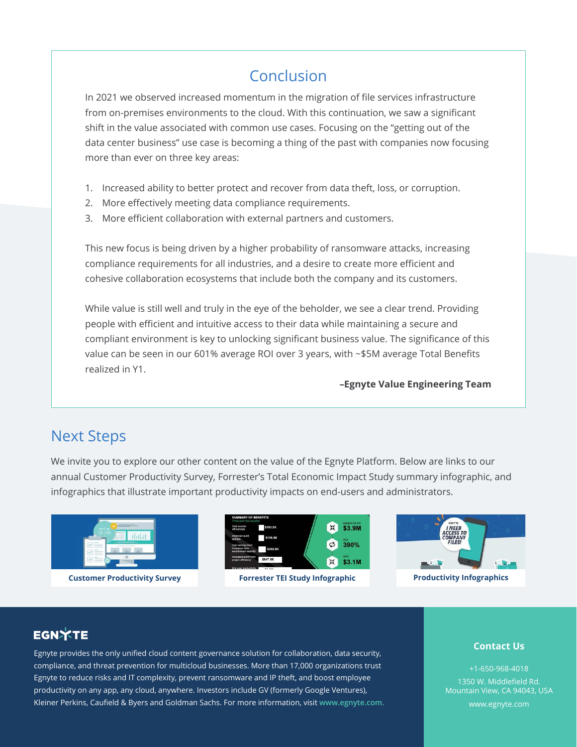## Conclusion

In 2021 we observed increased momentum in the migration of file services infrastructure from on-premises environments to the cloud. With this continuation, we saw a significant shift in the value associated with common use cases. Focusing on the "getting out of the data center business" use case is becoming a thing of the past with companies now focusing more than ever on three key areas:

1. Increased ability to better protect and recover from data theft, loss, or corruption.
2. More effectively meeting data compliance requirements.
3. More efficient collaboration with external partners and customers.

This new focus is being driven by a higher probability of ransomware attacks, increasing compliance requirements for all industries, and a desire to create more efficient and cohesive collaboration ecosystems that include both the company and its customers.

While value is still well and truly in the eye of the beholder, we see a clear trend. Providing people with efficient and intuitive access to their data while maintaining a secure and compliant environment is key to unlocking significant business value. The significance of this value can be seen in our 601% average ROI over 3 years, with ~$5M average Total Benefits realized in Y1.

**–Egnyte Value Engineering Team**

## Next Steps

We invite you to explore our other content on the value of the Egnyte Platform. Below are links to our annual Customer Productivity Survey, Forrester's Total Economic Impact Study summary infographic, and infographics that illustrate important productivity impacts on end-users and administrators.

**Customer Productivity Survey**

**Forrester TEI Study Infographic**

**Productivity Infographics**

**EGNYTE**

Egnyte provides the only unified cloud content governance solution for collaboration, data security, compliance, and threat prevention for multicloud businesses. More than 17,000 organizations trust Egnyte to reduce risks and IT complexity, prevent ransomware and IP theft, and boost employee productivity on any app, any cloud, anywhere. Investors include GV (formerly Google Ventures), Kleiner Perkins, Caufield & Byers and Goldman Sachs. For more information, visit www.egnyte.com.

**Contact Us**

+1-650-968-4018

1350 W. Middlefield Rd.
Mountain View, CA 94043, USA

www.egnyte.com